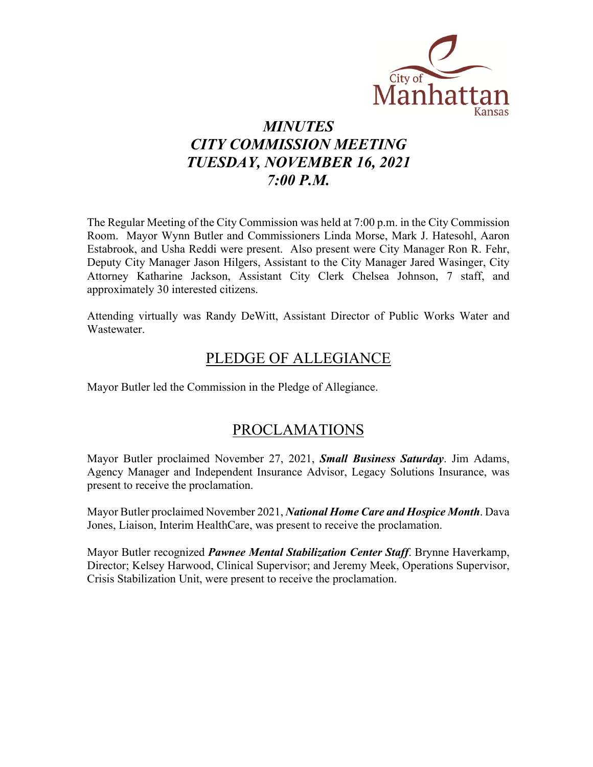City of Manhattan Kansas

# *MINUTES*
# *CITY COMMISSION MEETING*
# *TUESDAY, NOVEMBER 16, 2021*
# *7:00 P.M.*

The Regular Meeting of the City Commission was held at 7:00 p.m. in the City Commission Room. Mayor Wynn Butler and Commissioners Linda Morse, Mark J. Hatesohl, Aaron Estabrook, and Usha Reddi were present. Also present were City Manager Ron R. Fehr, Deputy City Manager Jason Hilgers, Assistant to the City Manager Jared Wasinger, City Attorney Katharine Jackson, Assistant City Clerk Chelsea Johnson, 7 staff, and approximately 30 interested citizens.

Attending virtually was Randy DeWitt, Assistant Director of Public Works Water and Wastewater.

## PLEDGE OF ALLEGIANCE

Mayor Butler led the Commission in the Pledge of Allegiance.

## PROCLAMATIONS

Mayor Butler proclaimed November 27, 2021, ***Small Business Saturday***. Jim Adams, Agency Manager and Independent Insurance Advisor, Legacy Solutions Insurance, was present to receive the proclamation.

Mayor Butler proclaimed November 2021, ***National Home Care and Hospice Month***. Dava Jones, Liaison, Interim HealthCare, was present to receive the proclamation.

Mayor Butler recognized ***Pawnee Mental Stabilization Center Staff***. Brynne Haverkamp, Director; Kelsey Harwood, Clinical Supervisor; and Jeremy Meek, Operations Supervisor, Crisis Stabilization Unit, were present to receive the proclamation.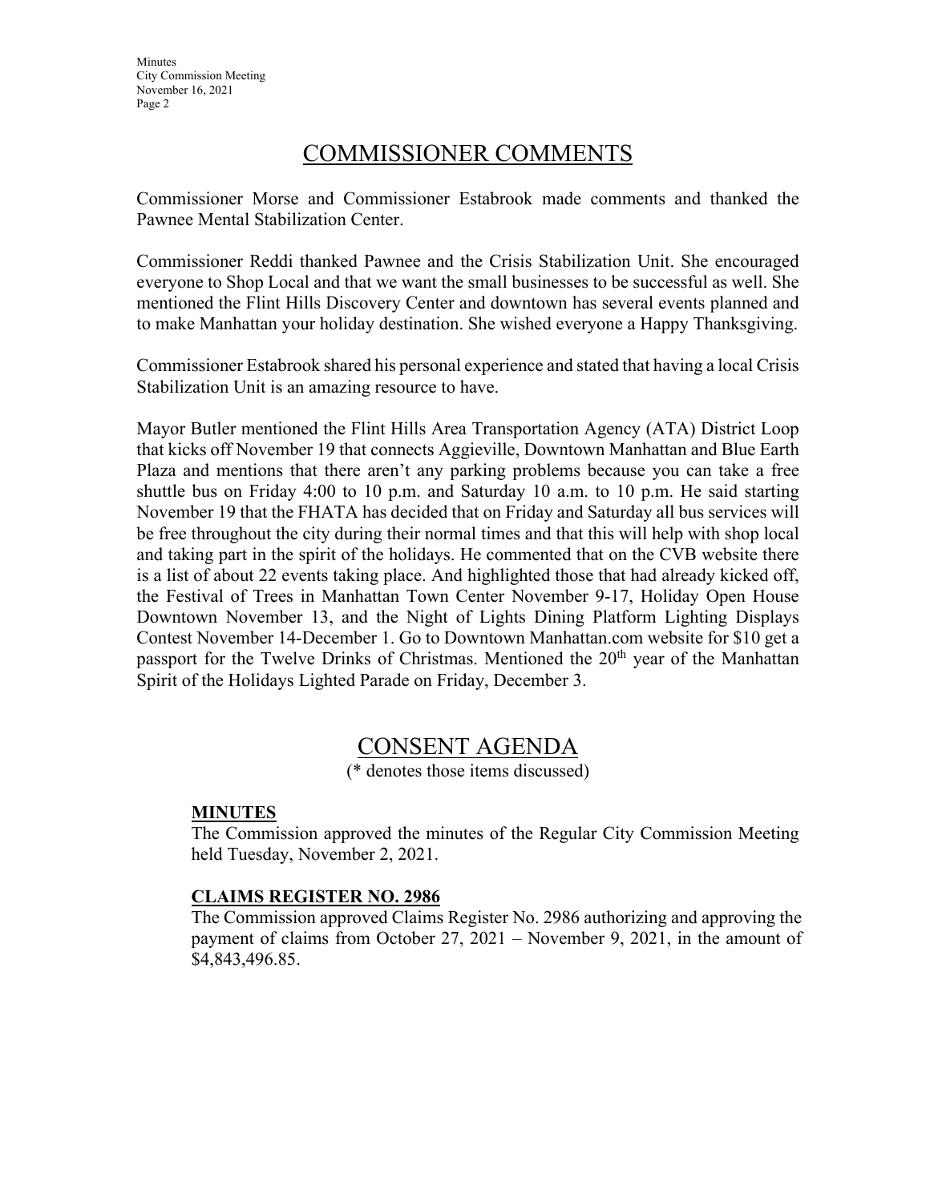## COMMISSIONER COMMENTS

Commissioner Morse and Commissioner Estabrook made comments and thanked the Pawnee Mental Stabilization Center.

Commissioner Reddi thanked Pawnee and the Crisis Stabilization Unit. She encouraged everyone to Shop Local and that we want the small businesses to be successful as well. She mentioned the Flint Hills Discovery Center and downtown has several events planned and to make Manhattan your holiday destination. She wished everyone a Happy Thanksgiving.

Commissioner Estabrook shared his personal experience and stated that having a local Crisis Stabilization Unit is an amazing resource to have.

Mayor Butler mentioned the Flint Hills Area Transportation Agency (ATA) District Loop that kicks off November 19 that connects Aggieville, Downtown Manhattan and Blue Earth Plaza and mentions that there aren't any parking problems because you can take a free shuttle bus on Friday 4:00 to 10 p.m. and Saturday 10 a.m. to 10 p.m. He said starting November 19 that the FHATA has decided that on Friday and Saturday all bus services will be free throughout the city during their normal times and that this will help with shop local and taking part in the spirit of the holidays. He commented that on the CVB website there is a list of about 22 events taking place. And highlighted those that had already kicked off, the Festival of Trees in Manhattan Town Center November 9-17, Holiday Open House Downtown November 13, and the Night of Lights Dining Platform Lighting Displays Contest November 14-December 1. Go to Downtown Manhattan.com website for $10 get a passport for the Twelve Drinks of Christmas. Mentioned the 20th year of the Manhattan Spirit of the Holidays Lighted Parade on Friday, December 3.

## CONSENT AGENDA

(* denotes those items discussed)

**MINUTES**

The Commission approved the minutes of the Regular City Commission Meeting held Tuesday, November 2, 2021.

**CLAIMS REGISTER NO. 2986**

The Commission approved Claims Register No. 2986 authorizing and approving the payment of claims from October 27, 2021 – November 9, 2021, in the amount of $4,843,496.85.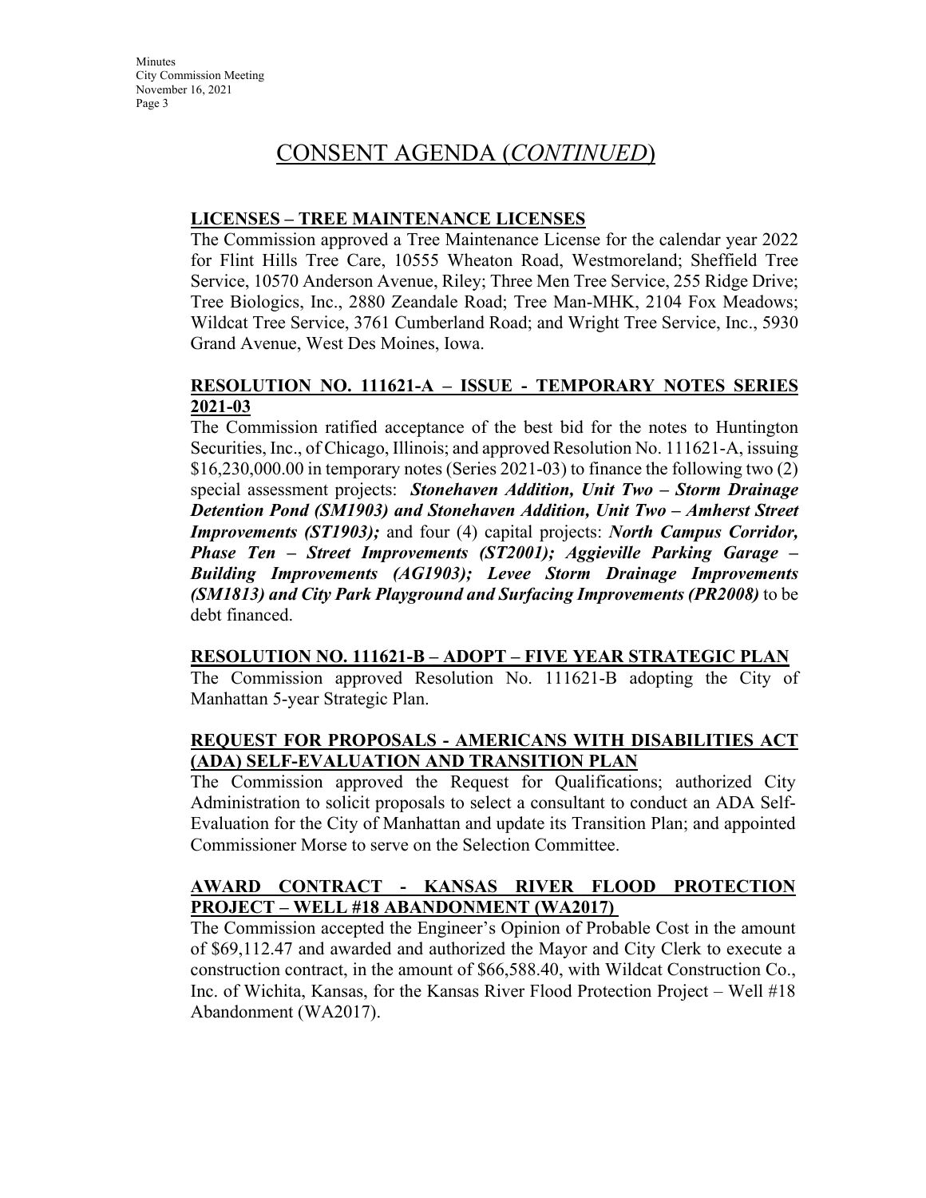# CONSENT AGENDA (*CONTINUED*)

**LICENSES – TREE MAINTENANCE LICENSES**

The Commission approved a Tree Maintenance License for the calendar year 2022 for Flint Hills Tree Care, 10555 Wheaton Road, Westmoreland; Sheffield Tree Service, 10570 Anderson Avenue, Riley; Three Men Tree Service, 255 Ridge Drive; Tree Biologics, Inc., 2880 Zeandale Road; Tree Man-MHK, 2104 Fox Meadows; Wildcat Tree Service, 3761 Cumberland Road; and Wright Tree Service, Inc., 5930 Grand Avenue, West Des Moines, Iowa.

**RESOLUTION NO. 111621-A – ISSUE - TEMPORARY NOTES SERIES 2021-03**

The Commission ratified acceptance of the best bid for the notes to Huntington Securities, Inc., of Chicago, Illinois; and approved Resolution No. 111621-A, issuing $16,230,000.00 in temporary notes (Series 2021-03) to finance the following two (2) special assessment projects: ***Stonehaven Addition, Unit Two – Storm Drainage Detention Pond (SM1903) and Stonehaven Addition, Unit Two – Amherst Street Improvements (ST1903);*** and four (4) capital projects: ***North Campus Corridor, Phase Ten – Street Improvements (ST2001); Aggieville Parking Garage – Building Improvements (AG1903); Levee Storm Drainage Improvements (SM1813) and City Park Playground and Surfacing Improvements (PR2008)*** to be debt financed.

**RESOLUTION NO. 111621-B – ADOPT – FIVE YEAR STRATEGIC PLAN**

The Commission approved Resolution No. 111621-B adopting the City of Manhattan 5-year Strategic Plan.

**REQUEST FOR PROPOSALS - AMERICANS WITH DISABILITIES ACT (ADA) SELF-EVALUATION AND TRANSITION PLAN**

The Commission approved the Request for Qualifications; authorized City Administration to solicit proposals to select a consultant to conduct an ADA Self-Evaluation for the City of Manhattan and update its Transition Plan; and appointed Commissioner Morse to serve on the Selection Committee.

**AWARD CONTRACT - KANSAS RIVER FLOOD PROTECTION PROJECT – WELL #18 ABANDONMENT (WA2017)**

The Commission accepted the Engineer's Opinion of Probable Cost in the amount of $69,112.47 and awarded and authorized the Mayor and City Clerk to execute a construction contract, in the amount of $66,588.40, with Wildcat Construction Co., Inc. of Wichita, Kansas, for the Kansas River Flood Protection Project – Well #18 Abandonment (WA2017).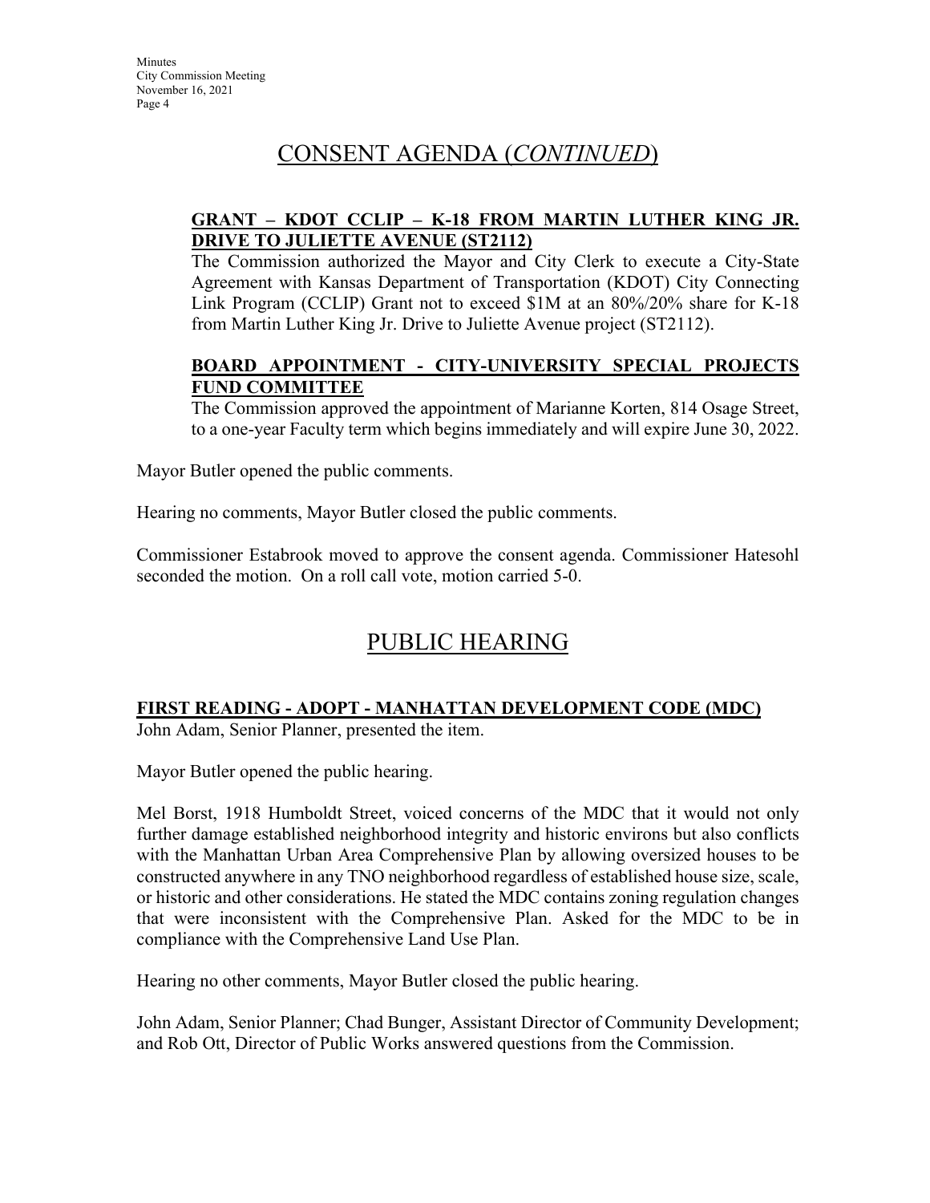# CONSENT AGENDA (*CONTINUED*)

### GRANT – KDOT CCLIP – K-18 FROM MARTIN LUTHER KING JR. DRIVE TO JULIETTE AVENUE (ST2112)

The Commission authorized the Mayor and City Clerk to execute a City-State Agreement with Kansas Department of Transportation (KDOT) City Connecting Link Program (CCLIP) Grant not to exceed $1M at an 80%/20% share for K-18 from Martin Luther King Jr. Drive to Juliette Avenue project (ST2112).

### BOARD APPOINTMENT - CITY-UNIVERSITY SPECIAL PROJECTS FUND COMMITTEE

The Commission approved the appointment of Marianne Korten, 814 Osage Street, to a one-year Faculty term which begins immediately and will expire June 30, 2022.

Mayor Butler opened the public comments.

Hearing no comments, Mayor Butler closed the public comments.

Commissioner Estabrook moved to approve the consent agenda. Commissioner Hatesohl seconded the motion. On a roll call vote, motion carried 5-0.

# PUBLIC HEARING

### FIRST READING - ADOPT - MANHATTAN DEVELOPMENT CODE (MDC)

John Adam, Senior Planner, presented the item.

Mayor Butler opened the public hearing.

Mel Borst, 1918 Humboldt Street, voiced concerns of the MDC that it would not only further damage established neighborhood integrity and historic environs but also conflicts with the Manhattan Urban Area Comprehensive Plan by allowing oversized houses to be constructed anywhere in any TNO neighborhood regardless of established house size, scale, or historic and other considerations. He stated the MDC contains zoning regulation changes that were inconsistent with the Comprehensive Plan. Asked for the MDC to be in compliance with the Comprehensive Land Use Plan.

Hearing no other comments, Mayor Butler closed the public hearing.

John Adam, Senior Planner; Chad Bunger, Assistant Director of Community Development; and Rob Ott, Director of Public Works answered questions from the Commission.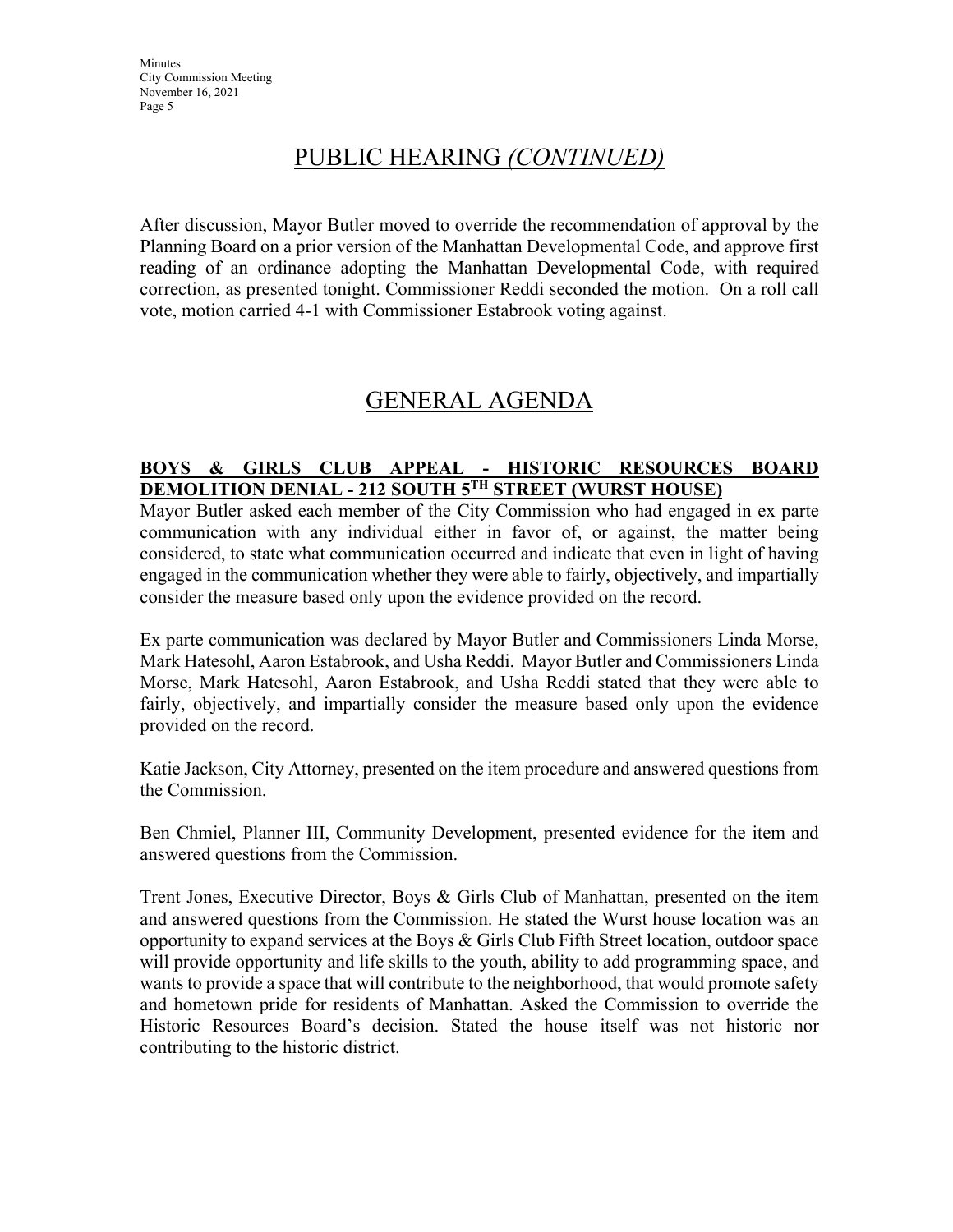# PUBLIC HEARING *(CONTINUED)*

After discussion, Mayor Butler moved to override the recommendation of approval by the Planning Board on a prior version of the Manhattan Developmental Code, and approve first reading of an ordinance adopting the Manhattan Developmental Code, with required correction, as presented tonight. Commissioner Reddi seconded the motion. On a roll call vote, motion carried 4-1 with Commissioner Estabrook voting against.

# GENERAL AGENDA

**BOYS & GIRLS CLUB APPEAL - HISTORIC RESOURCES BOARD DEMOLITION DENIAL - 212 SOUTH 5TH STREET (WURST HOUSE)**

Mayor Butler asked each member of the City Commission who had engaged in ex parte communication with any individual either in favor of, or against, the matter being considered, to state what communication occurred and indicate that even in light of having engaged in the communication whether they were able to fairly, objectively, and impartially consider the measure based only upon the evidence provided on the record.

Ex parte communication was declared by Mayor Butler and Commissioners Linda Morse, Mark Hatesohl, Aaron Estabrook, and Usha Reddi. Mayor Butler and Commissioners Linda Morse, Mark Hatesohl, Aaron Estabrook, and Usha Reddi stated that they were able to fairly, objectively, and impartially consider the measure based only upon the evidence provided on the record.

Katie Jackson, City Attorney, presented on the item procedure and answered questions from the Commission.

Ben Chmiel, Planner III, Community Development, presented evidence for the item and answered questions from the Commission.

Trent Jones, Executive Director, Boys & Girls Club of Manhattan, presented on the item and answered questions from the Commission. He stated the Wurst house location was an opportunity to expand services at the Boys & Girls Club Fifth Street location, outdoor space will provide opportunity and life skills to the youth, ability to add programming space, and wants to provide a space that will contribute to the neighborhood, that would promote safety and hometown pride for residents of Manhattan. Asked the Commission to override the Historic Resources Board's decision. Stated the house itself was not historic nor contributing to the historic district.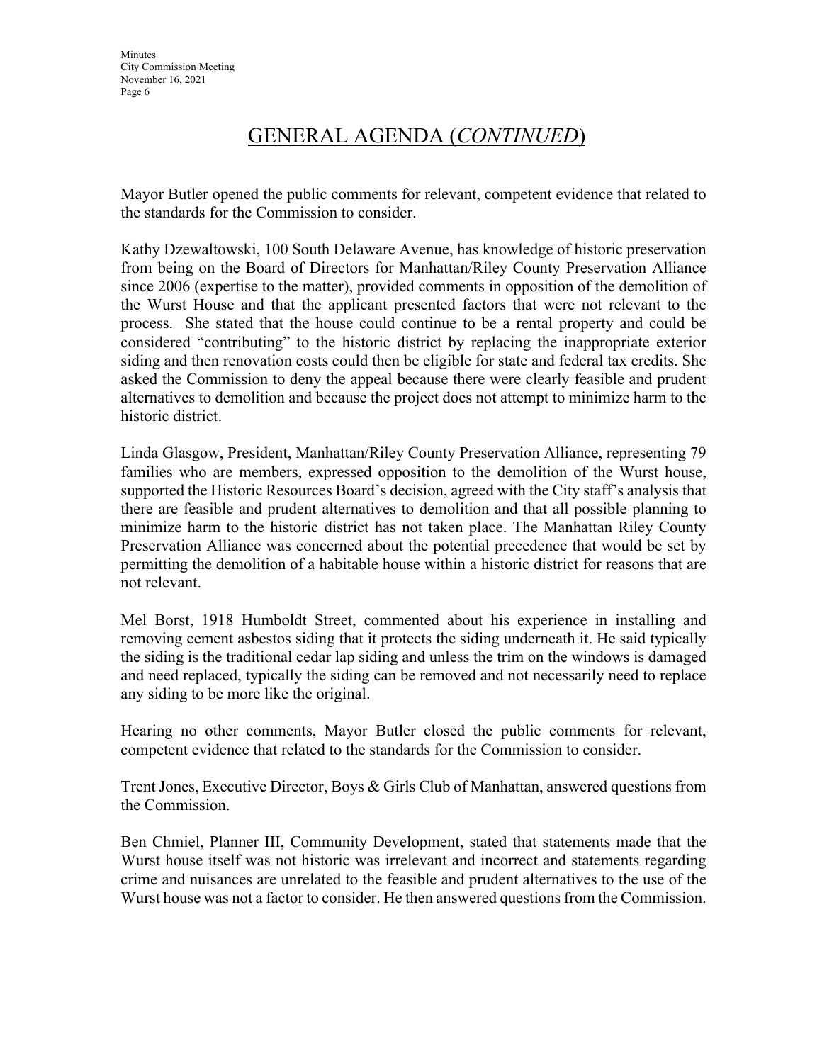# GENERAL AGENDA (*CONTINUED*)

Mayor Butler opened the public comments for relevant, competent evidence that related to the standards for the Commission to consider.

Kathy Dzewaltowski, 100 South Delaware Avenue, has knowledge of historic preservation from being on the Board of Directors for Manhattan/Riley County Preservation Alliance since 2006 (expertise to the matter), provided comments in opposition of the demolition of the Wurst House and that the applicant presented factors that were not relevant to the process. She stated that the house could continue to be a rental property and could be considered "contributing" to the historic district by replacing the inappropriate exterior siding and then renovation costs could then be eligible for state and federal tax credits. She asked the Commission to deny the appeal because there were clearly feasible and prudent alternatives to demolition and because the project does not attempt to minimize harm to the historic district.

Linda Glasgow, President, Manhattan/Riley County Preservation Alliance, representing 79 families who are members, expressed opposition to the demolition of the Wurst house, supported the Historic Resources Board's decision, agreed with the City staff's analysis that there are feasible and prudent alternatives to demolition and that all possible planning to minimize harm to the historic district has not taken place. The Manhattan Riley County Preservation Alliance was concerned about the potential precedence that would be set by permitting the demolition of a habitable house within a historic district for reasons that are not relevant.

Mel Borst, 1918 Humboldt Street, commented about his experience in installing and removing cement asbestos siding that it protects the siding underneath it. He said typically the siding is the traditional cedar lap siding and unless the trim on the windows is damaged and need replaced, typically the siding can be removed and not necessarily need to replace any siding to be more like the original.

Hearing no other comments, Mayor Butler closed the public comments for relevant, competent evidence that related to the standards for the Commission to consider.

Trent Jones, Executive Director, Boys & Girls Club of Manhattan, answered questions from the Commission.

Ben Chmiel, Planner III, Community Development, stated that statements made that the Wurst house itself was not historic was irrelevant and incorrect and statements regarding crime and nuisances are unrelated to the feasible and prudent alternatives to the use of the Wurst house was not a factor to consider. He then answered questions from the Commission.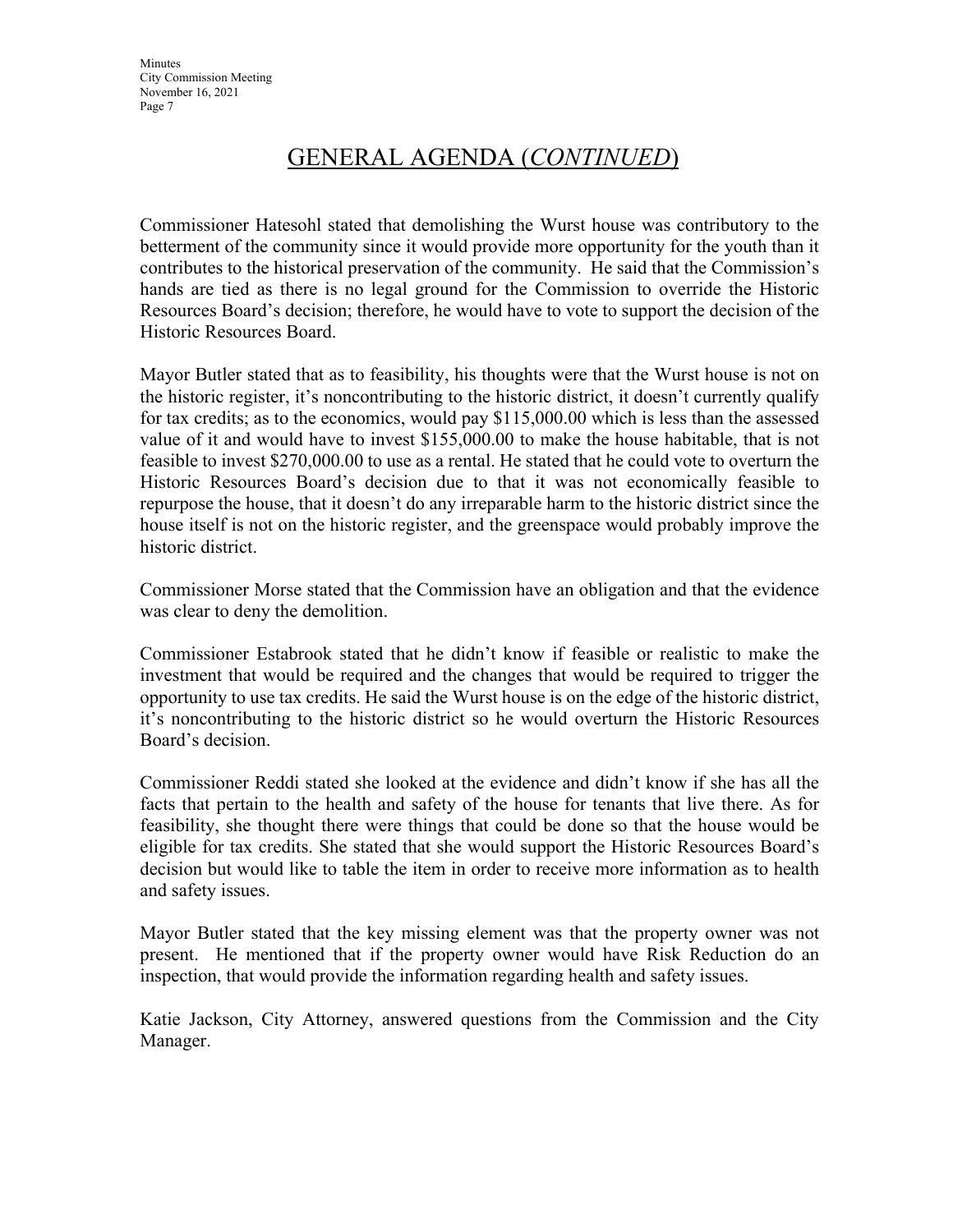## GENERAL AGENDA (*CONTINUED*)

Commissioner Hatesohl stated that demolishing the Wurst house was contributory to the betterment of the community since it would provide more opportunity for the youth than it contributes to the historical preservation of the community. He said that the Commission's hands are tied as there is no legal ground for the Commission to override the Historic Resources Board's decision; therefore, he would have to vote to support the decision of the Historic Resources Board.

Mayor Butler stated that as to feasibility, his thoughts were that the Wurst house is not on the historic register, it's noncontributing to the historic district, it doesn't currently qualify for tax credits; as to the economics, would pay $115,000.00 which is less than the assessed value of it and would have to invest $155,000.00 to make the house habitable, that is not feasible to invest $270,000.00 to use as a rental. He stated that he could vote to overturn the Historic Resources Board's decision due to that it was not economically feasible to repurpose the house, that it doesn't do any irreparable harm to the historic district since the house itself is not on the historic register, and the greenspace would probably improve the historic district.

Commissioner Morse stated that the Commission have an obligation and that the evidence was clear to deny the demolition.

Commissioner Estabrook stated that he didn't know if feasible or realistic to make the investment that would be required and the changes that would be required to trigger the opportunity to use tax credits. He said the Wurst house is on the edge of the historic district, it's noncontributing to the historic district so he would overturn the Historic Resources Board's decision.

Commissioner Reddi stated she looked at the evidence and didn't know if she has all the facts that pertain to the health and safety of the house for tenants that live there. As for feasibility, she thought there were things that could be done so that the house would be eligible for tax credits. She stated that she would support the Historic Resources Board's decision but would like to table the item in order to receive more information as to health and safety issues.

Mayor Butler stated that the key missing element was that the property owner was not present. He mentioned that if the property owner would have Risk Reduction do an inspection, that would provide the information regarding health and safety issues.

Katie Jackson, City Attorney, answered questions from the Commission and the City Manager.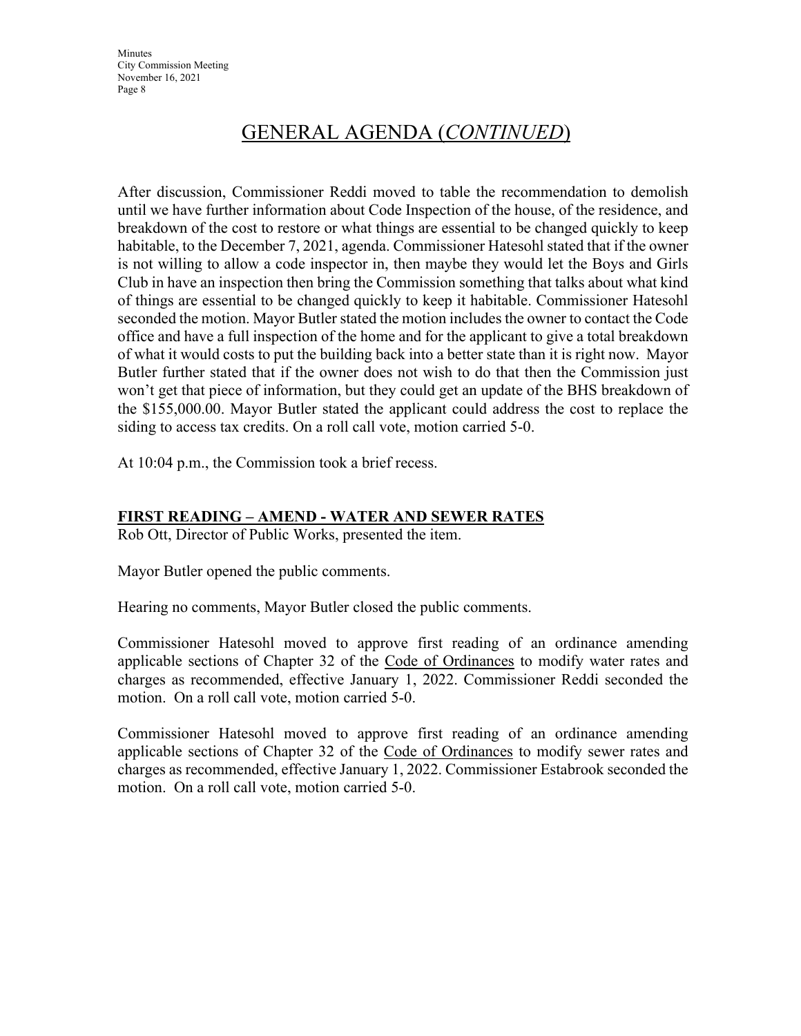# GENERAL AGENDA (*CONTINUED*)

After discussion, Commissioner Reddi moved to table the recommendation to demolish until we have further information about Code Inspection of the house, of the residence, and breakdown of the cost to restore or what things are essential to be changed quickly to keep habitable, to the December 7, 2021, agenda. Commissioner Hatesohl stated that if the owner is not willing to allow a code inspector in, then maybe they would let the Boys and Girls Club in have an inspection then bring the Commission something that talks about what kind of things are essential to be changed quickly to keep it habitable. Commissioner Hatesohl seconded the motion. Mayor Butler stated the motion includes the owner to contact the Code office and have a full inspection of the home and for the applicant to give a total breakdown of what it would costs to put the building back into a better state than it is right now. Mayor Butler further stated that if the owner does not wish to do that then the Commission just won't get that piece of information, but they could get an update of the BHS breakdown of the $155,000.00. Mayor Butler stated the applicant could address the cost to replace the siding to access tax credits. On a roll call vote, motion carried 5-0.

At 10:04 p.m., the Commission took a brief recess.

**FIRST READING – AMEND - WATER AND SEWER RATES**

Rob Ott, Director of Public Works, presented the item.

Mayor Butler opened the public comments.

Hearing no comments, Mayor Butler closed the public comments.

Commissioner Hatesohl moved to approve first reading of an ordinance amending applicable sections of Chapter 32 of the Code of Ordinances to modify water rates and charges as recommended, effective January 1, 2022. Commissioner Reddi seconded the motion. On a roll call vote, motion carried 5-0.

Commissioner Hatesohl moved to approve first reading of an ordinance amending applicable sections of Chapter 32 of the Code of Ordinances to modify sewer rates and charges as recommended, effective January 1, 2022. Commissioner Estabrook seconded the motion. On a roll call vote, motion carried 5-0.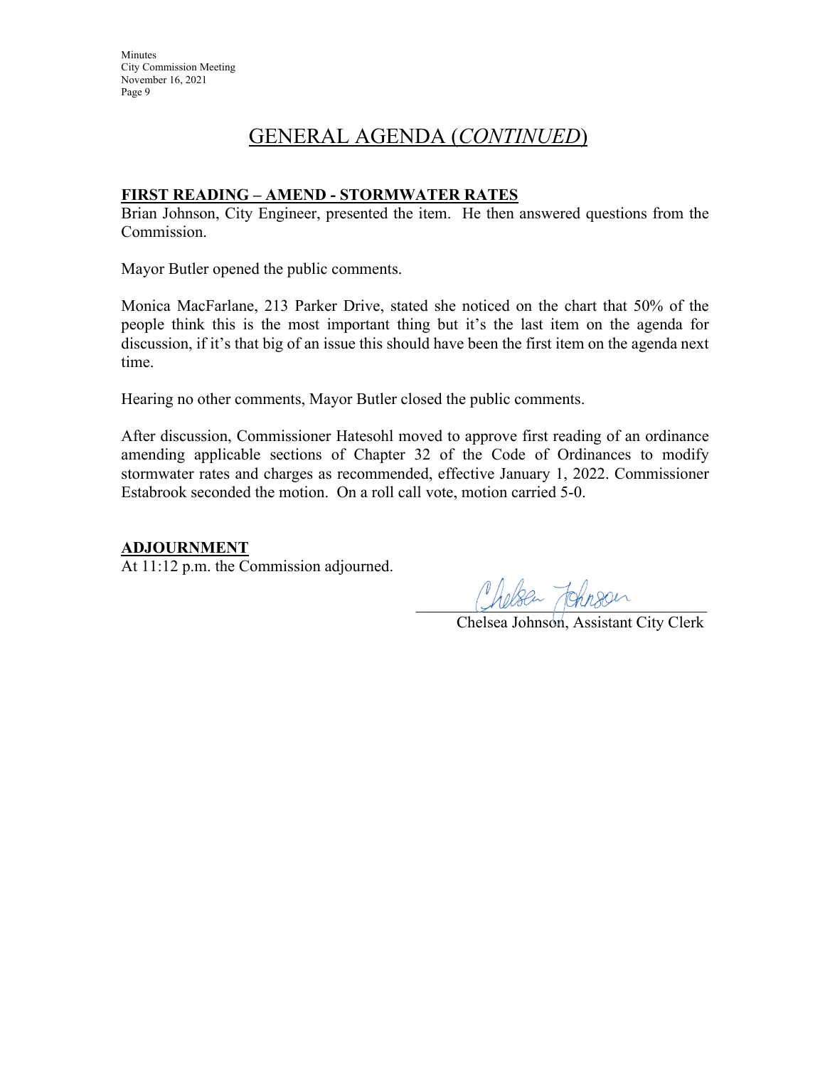# GENERAL AGENDA (*CONTINUED*)

**FIRST READING – AMEND - STORMWATER RATES**

Brian Johnson, City Engineer, presented the item. He then answered questions from the Commission.

Mayor Butler opened the public comments.

Monica MacFarlane, 213 Parker Drive, stated she noticed on the chart that 50% of the people think this is the most important thing but it's the last item on the agenda for discussion, if it's that big of an issue this should have been the first item on the agenda next time.

Hearing no other comments, Mayor Butler closed the public comments.

After discussion, Commissioner Hatesohl moved to approve first reading of an ordinance amending applicable sections of Chapter 32 of the Code of Ordinances to modify stormwater rates and charges as recommended, effective January 1, 2022. Commissioner Estabrook seconded the motion. On a roll call vote, motion carried 5-0.

**ADJOURNMENT**

At 11:12 p.m. the Commission adjourned.

Chelsea Johnson, Assistant City Clerk